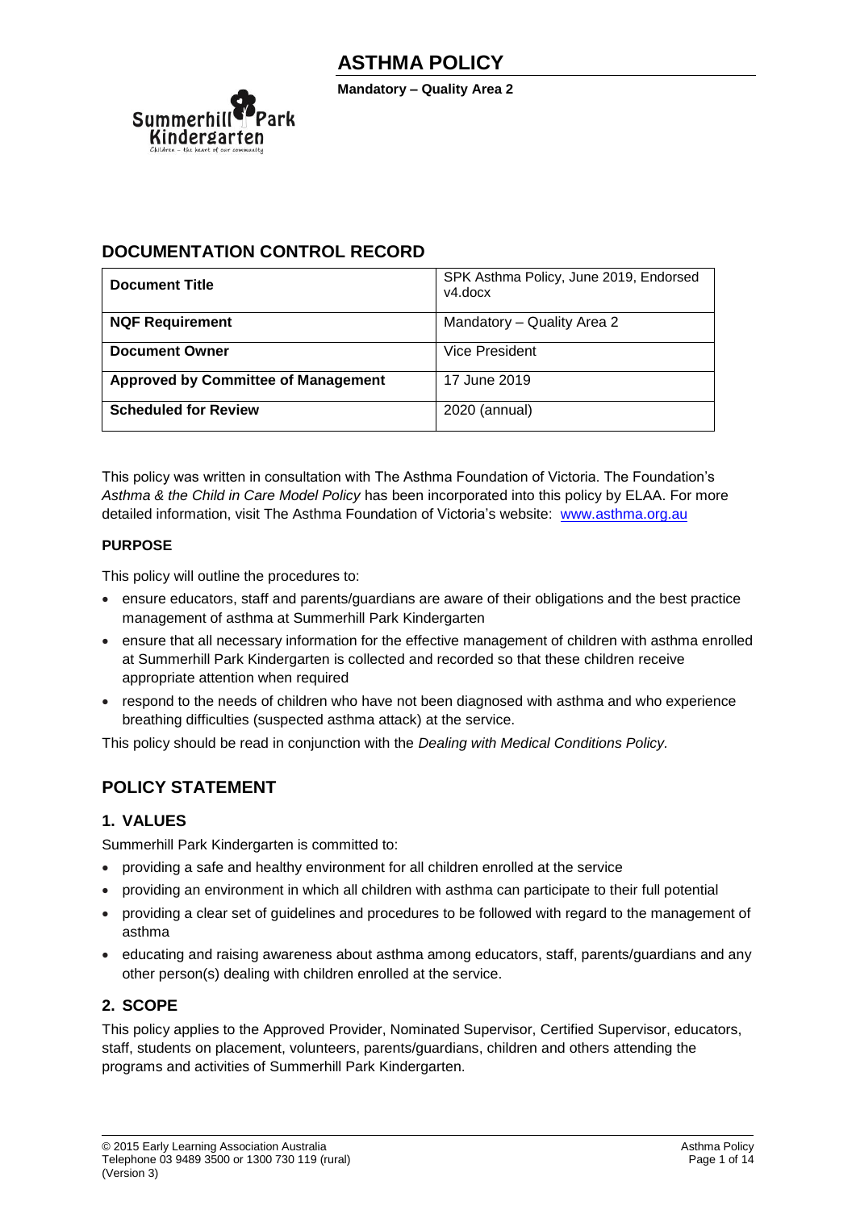# ASTHMA POLICY

**Mandatory – Quality Area 2**

## DOCUMENTATION CONTROL RECORD

| **Document Title** | SPK Asthma Policy, June 2019, Endorsed v4.docx |
|---|---|
| **NQF Requirement** | Mandatory – Quality Area 2 |
| **Document Owner** | Vice President |
| **Approved by Committee of Management** | 17 June 2019 |
| **Scheduled for Review** | 2020 (annual) |

This policy was written in consultation with The Asthma Foundation of Victoria. The Foundation's *Asthma & the Child in Care Model Policy* has been incorporated into this policy by ELAA. For more detailed information, visit The Asthma Foundation of Victoria's website: www.asthma.org.au

**PURPOSE**

This policy will outline the procedures to:

- ensure educators, staff and parents/guardians are aware of their obligations and the best practice management of asthma at Summerhill Park Kindergarten
- ensure that all necessary information for the effective management of children with asthma enrolled at Summerhill Park Kindergarten is collected and recorded so that these children receive appropriate attention when required
- respond to the needs of children who have not been diagnosed with asthma and who experience breathing difficulties (suspected asthma attack) at the service.

This policy should be read in conjunction with the *Dealing with Medical Conditions Policy.*

## POLICY STATEMENT

### 1. VALUES

Summerhill Park Kindergarten is committed to:

- providing a safe and healthy environment for all children enrolled at the service
- providing an environment in which all children with asthma can participate to their full potential
- providing a clear set of guidelines and procedures to be followed with regard to the management of asthma
- educating and raising awareness about asthma among educators, staff, parents/guardians and any other person(s) dealing with children enrolled at the service.

### 2. SCOPE

This policy applies to the Approved Provider, Nominated Supervisor, Certified Supervisor, educators, staff, students on placement, volunteers, parents/guardians, children and others attending the programs and activities of Summerhill Park Kindergarten.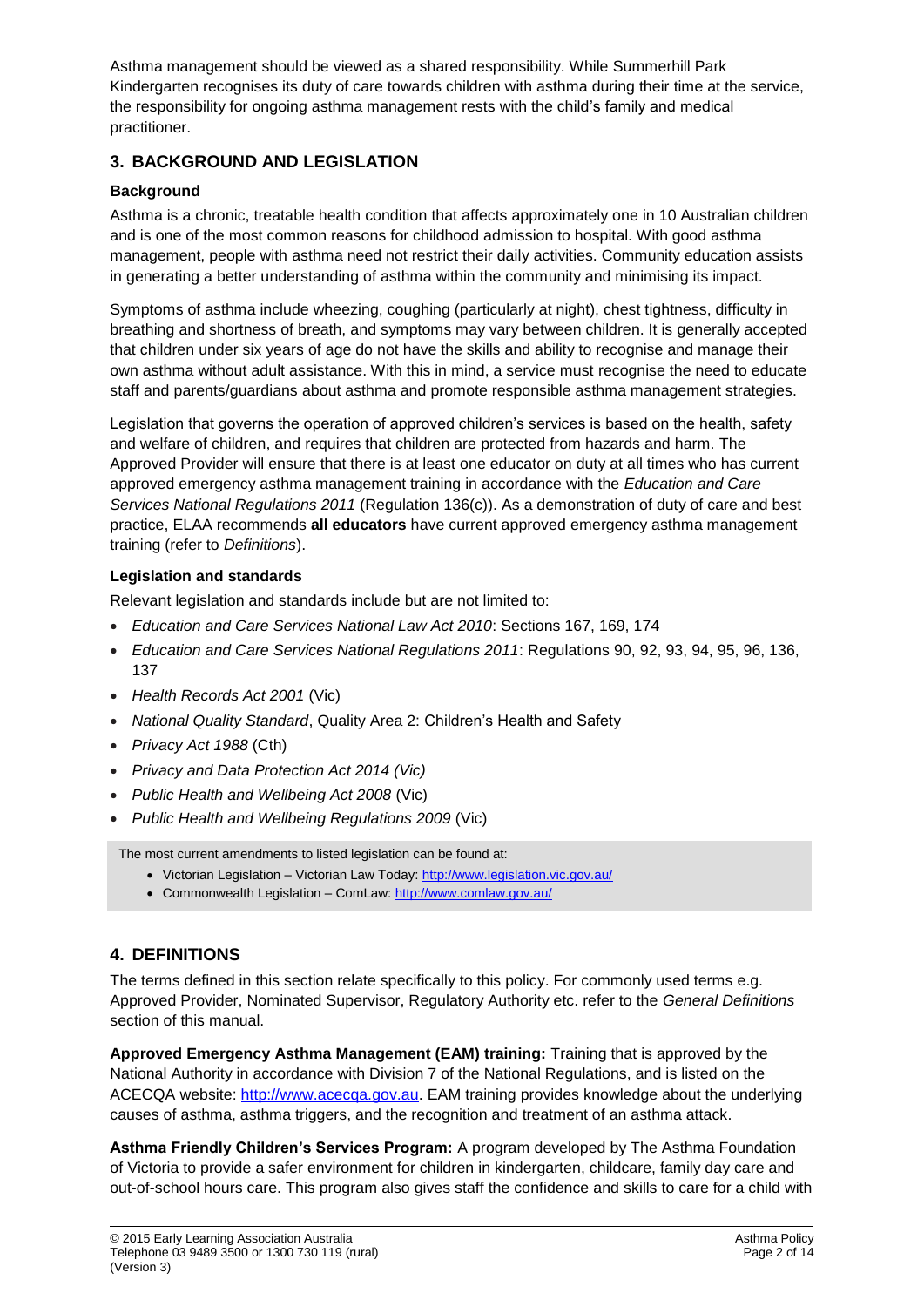Asthma management should be viewed as a shared responsibility. While Summerhill Park Kindergarten recognises its duty of care towards children with asthma during their time at the service, the responsibility for ongoing asthma management rests with the child's family and medical practitioner.

## 3. BACKGROUND AND LEGISLATION

### Background

Asthma is a chronic, treatable health condition that affects approximately one in 10 Australian children and is one of the most common reasons for childhood admission to hospital. With good asthma management, people with asthma need not restrict their daily activities. Community education assists in generating a better understanding of asthma within the community and minimising its impact.

Symptoms of asthma include wheezing, coughing (particularly at night), chest tightness, difficulty in breathing and shortness of breath, and symptoms may vary between children. It is generally accepted that children under six years of age do not have the skills and ability to recognise and manage their own asthma without adult assistance. With this in mind, a service must recognise the need to educate staff and parents/guardians about asthma and promote responsible asthma management strategies.

Legislation that governs the operation of approved children's services is based on the health, safety and welfare of children, and requires that children are protected from hazards and harm. The Approved Provider will ensure that there is at least one educator on duty at all times who has current approved emergency asthma management training in accordance with the *Education and Care Services National Regulations 2011* (Regulation 136(c)). As a demonstration of duty of care and best practice, ELAA recommends **all educators** have current approved emergency asthma management training (refer to *Definitions*).

### Legislation and standards

Relevant legislation and standards include but are not limited to:

- *Education and Care Services National Law Act 2010*: Sections 167, 169, 174
- *Education and Care Services National Regulations 2011*: Regulations 90, 92, 93, 94, 95, 96, 136, 137
- *Health Records Act 2001* (Vic)
- *National Quality Standard*, Quality Area 2: Children's Health and Safety
- *Privacy Act 1988* (Cth)
- *Privacy and Data Protection Act 2014 (Vic)*
- *Public Health and Wellbeing Act 2008* (Vic)
- *Public Health and Wellbeing Regulations 2009* (Vic)

The most current amendments to listed legislation can be found at:

- Victorian Legislation – Victorian Law Today: http://www.legislation.vic.gov.au/
- Commonwealth Legislation – ComLaw: http://www.comlaw.gov.au/

## 4. DEFINITIONS

The terms defined in this section relate specifically to this policy. For commonly used terms e.g. Approved Provider, Nominated Supervisor, Regulatory Authority etc. refer to the *General Definitions* section of this manual.

**Approved Emergency Asthma Management (EAM) training:** Training that is approved by the National Authority in accordance with Division 7 of the National Regulations, and is listed on the ACECQA website: http://www.acecqa.gov.au. EAM training provides knowledge about the underlying causes of asthma, asthma triggers, and the recognition and treatment of an asthma attack.

**Asthma Friendly Children's Services Program:** A program developed by The Asthma Foundation of Victoria to provide a safer environment for children in kindergarten, childcare, family day care and out-of-school hours care. This program also gives staff the confidence and skills to care for a child with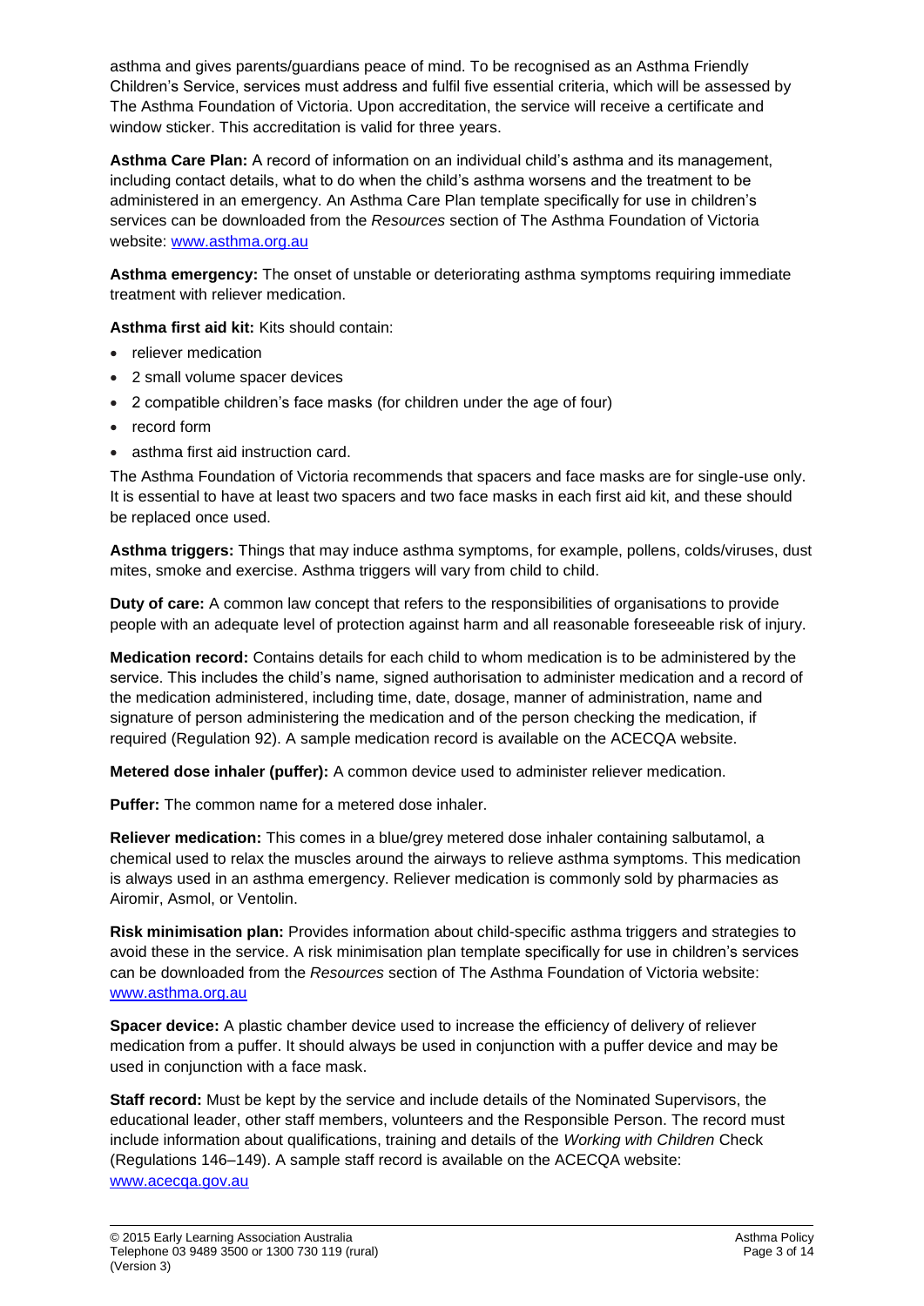asthma and gives parents/guardians peace of mind. To be recognised as an Asthma Friendly Children's Service, services must address and fulfil five essential criteria, which will be assessed by The Asthma Foundation of Victoria. Upon accreditation, the service will receive a certificate and window sticker. This accreditation is valid for three years.

**Asthma Care Plan:** A record of information on an individual child's asthma and its management, including contact details, what to do when the child's asthma worsens and the treatment to be administered in an emergency. An Asthma Care Plan template specifically for use in children's services can be downloaded from the *Resources* section of The Asthma Foundation of Victoria website: [www.asthma.org.au](www.asthma.org.au)

**Asthma emergency:** The onset of unstable or deteriorating asthma symptoms requiring immediate treatment with reliever medication.

**Asthma first aid kit:** Kits should contain:

- reliever medication
- 2 small volume spacer devices
- 2 compatible children's face masks (for children under the age of four)
- record form
- asthma first aid instruction card.

The Asthma Foundation of Victoria recommends that spacers and face masks are for single-use only. It is essential to have at least two spacers and two face masks in each first aid kit, and these should be replaced once used.

**Asthma triggers:** Things that may induce asthma symptoms, for example, pollens, colds/viruses, dust mites, smoke and exercise. Asthma triggers will vary from child to child.

**Duty of care:** A common law concept that refers to the responsibilities of organisations to provide people with an adequate level of protection against harm and all reasonable foreseeable risk of injury.

**Medication record:** Contains details for each child to whom medication is to be administered by the service. This includes the child's name, signed authorisation to administer medication and a record of the medication administered, including time, date, dosage, manner of administration, name and signature of person administering the medication and of the person checking the medication, if required (Regulation 92). A sample medication record is available on the ACECQA website.

**Metered dose inhaler (puffer):** A common device used to administer reliever medication.

**Puffer:** The common name for a metered dose inhaler.

**Reliever medication:** This comes in a blue/grey metered dose inhaler containing salbutamol, a chemical used to relax the muscles around the airways to relieve asthma symptoms. This medication is always used in an asthma emergency. Reliever medication is commonly sold by pharmacies as Airomir, Asmol, or Ventolin.

**Risk minimisation plan:** Provides information about child-specific asthma triggers and strategies to avoid these in the service. A risk minimisation plan template specifically for use in children's services can be downloaded from the *Resources* section of The Asthma Foundation of Victoria website: [www.asthma.org.au](www.asthma.org.au)

**Spacer device:** A plastic chamber device used to increase the efficiency of delivery of reliever medication from a puffer. It should always be used in conjunction with a puffer device and may be used in conjunction with a face mask.

**Staff record:** Must be kept by the service and include details of the Nominated Supervisors, the educational leader, other staff members, volunteers and the Responsible Person. The record must include information about qualifications, training and details of the *Working with Children* Check (Regulations 146–149). A sample staff record is available on the ACECQA website: [www.acecqa.gov.au](www.acecqa.gov.au)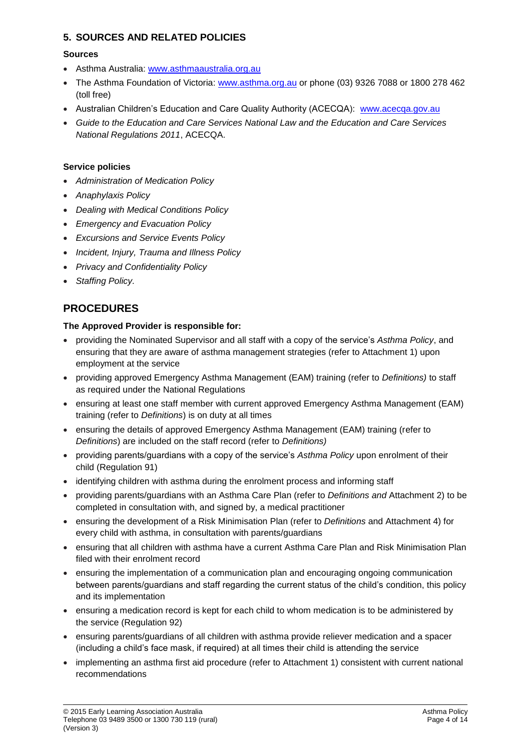## 5. SOURCES AND RELATED POLICIES

**Sources**

- Asthma Australia: www.asthmaaustralia.org.au
- The Asthma Foundation of Victoria: www.asthma.org.au or phone (03) 9326 7088 or 1800 278 462 (toll free)
- Australian Children's Education and Care Quality Authority (ACECQA): www.acecqa.gov.au
- *Guide to the Education and Care Services National Law and the Education and Care Services National Regulations 2011*, ACECQA.

**Service policies**

- *Administration of Medication Policy*
- *Anaphylaxis Policy*
- *Dealing with Medical Conditions Policy*
- *Emergency and Evacuation Policy*
- *Excursions and Service Events Policy*
- *Incident, Injury, Trauma and Illness Policy*
- *Privacy and Confidentiality Policy*
- *Staffing Policy.*

# PROCEDURES

**The Approved Provider is responsible for:**

- providing the Nominated Supervisor and all staff with a copy of the service's *Asthma Policy*, and ensuring that they are aware of asthma management strategies (refer to Attachment 1) upon employment at the service
- providing approved Emergency Asthma Management (EAM) training (refer to *Definitions)* to staff as required under the National Regulations
- ensuring at least one staff member with current approved Emergency Asthma Management (EAM) training (refer to *Definitions*) is on duty at all times
- ensuring the details of approved Emergency Asthma Management (EAM) training (refer to *Definitions*) are included on the staff record (refer to *Definitions)*
- providing parents/guardians with a copy of the service's *Asthma Policy* upon enrolment of their child (Regulation 91)
- identifying children with asthma during the enrolment process and informing staff
- providing parents/guardians with an Asthma Care Plan (refer to *Definitions and* Attachment 2) to be completed in consultation with, and signed by, a medical practitioner
- ensuring the development of a Risk Minimisation Plan (refer to *Definitions* and Attachment 4) for every child with asthma, in consultation with parents/guardians
- ensuring that all children with asthma have a current Asthma Care Plan and Risk Minimisation Plan filed with their enrolment record
- ensuring the implementation of a communication plan and encouraging ongoing communication between parents/guardians and staff regarding the current status of the child's condition, this policy and its implementation
- ensuring a medication record is kept for each child to whom medication is to be administered by the service (Regulation 92)
- ensuring parents/guardians of all children with asthma provide reliever medication and a spacer (including a child's face mask, if required) at all times their child is attending the service
- implementing an asthma first aid procedure (refer to Attachment 1) consistent with current national recommendations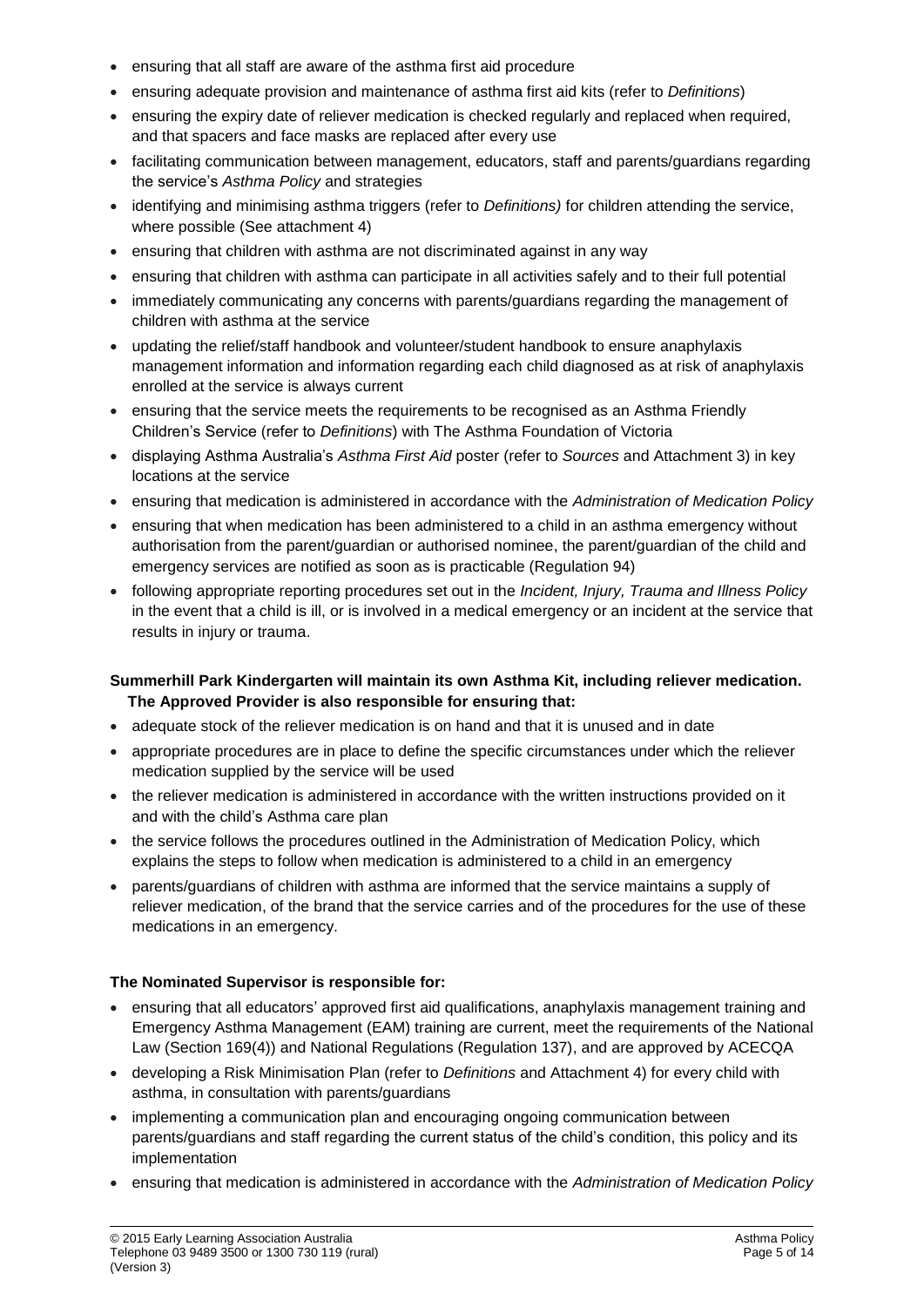- ensuring that all staff are aware of the asthma first aid procedure
- ensuring adequate provision and maintenance of asthma first aid kits (refer to *Definitions*)
- ensuring the expiry date of reliever medication is checked regularly and replaced when required, and that spacers and face masks are replaced after every use
- facilitating communication between management, educators, staff and parents/guardians regarding the service's *Asthma Policy* and strategies
- identifying and minimising asthma triggers (refer to *Definitions)* for children attending the service, where possible (See attachment 4)
- ensuring that children with asthma are not discriminated against in any way
- ensuring that children with asthma can participate in all activities safely and to their full potential
- immediately communicating any concerns with parents/guardians regarding the management of children with asthma at the service
- updating the relief/staff handbook and volunteer/student handbook to ensure anaphylaxis management information and information regarding each child diagnosed as at risk of anaphylaxis enrolled at the service is always current
- ensuring that the service meets the requirements to be recognised as an Asthma Friendly Children's Service (refer to *Definitions*) with The Asthma Foundation of Victoria
- displaying Asthma Australia's *Asthma First Aid* poster (refer to *Sources* and Attachment 3) in key locations at the service
- ensuring that medication is administered in accordance with the *Administration of Medication Policy*
- ensuring that when medication has been administered to a child in an asthma emergency without authorisation from the parent/guardian or authorised nominee, the parent/guardian of the child and emergency services are notified as soon as is practicable (Regulation 94)
- following appropriate reporting procedures set out in the *Incident, Injury, Trauma and Illness Policy* in the event that a child is ill, or is involved in a medical emergency or an incident at the service that results in injury or trauma.

**Summerhill Park Kindergarten will maintain its own Asthma Kit, including reliever medication. The Approved Provider is also responsible for ensuring that:**

- adequate stock of the reliever medication is on hand and that it is unused and in date
- appropriate procedures are in place to define the specific circumstances under which the reliever medication supplied by the service will be used
- the reliever medication is administered in accordance with the written instructions provided on it and with the child's Asthma care plan
- the service follows the procedures outlined in the Administration of Medication Policy, which explains the steps to follow when medication is administered to a child in an emergency
- parents/guardians of children with asthma are informed that the service maintains a supply of reliever medication, of the brand that the service carries and of the procedures for the use of these medications in an emergency.

**The Nominated Supervisor is responsible for:**

- ensuring that all educators' approved first aid qualifications, anaphylaxis management training and Emergency Asthma Management (EAM) training are current, meet the requirements of the National Law (Section 169(4)) and National Regulations (Regulation 137), and are approved by ACECQA
- developing a Risk Minimisation Plan (refer to *Definitions* and Attachment 4) for every child with asthma, in consultation with parents/guardians
- implementing a communication plan and encouraging ongoing communication between parents/guardians and staff regarding the current status of the child's condition, this policy and its implementation
- ensuring that medication is administered in accordance with the *Administration of Medication Policy*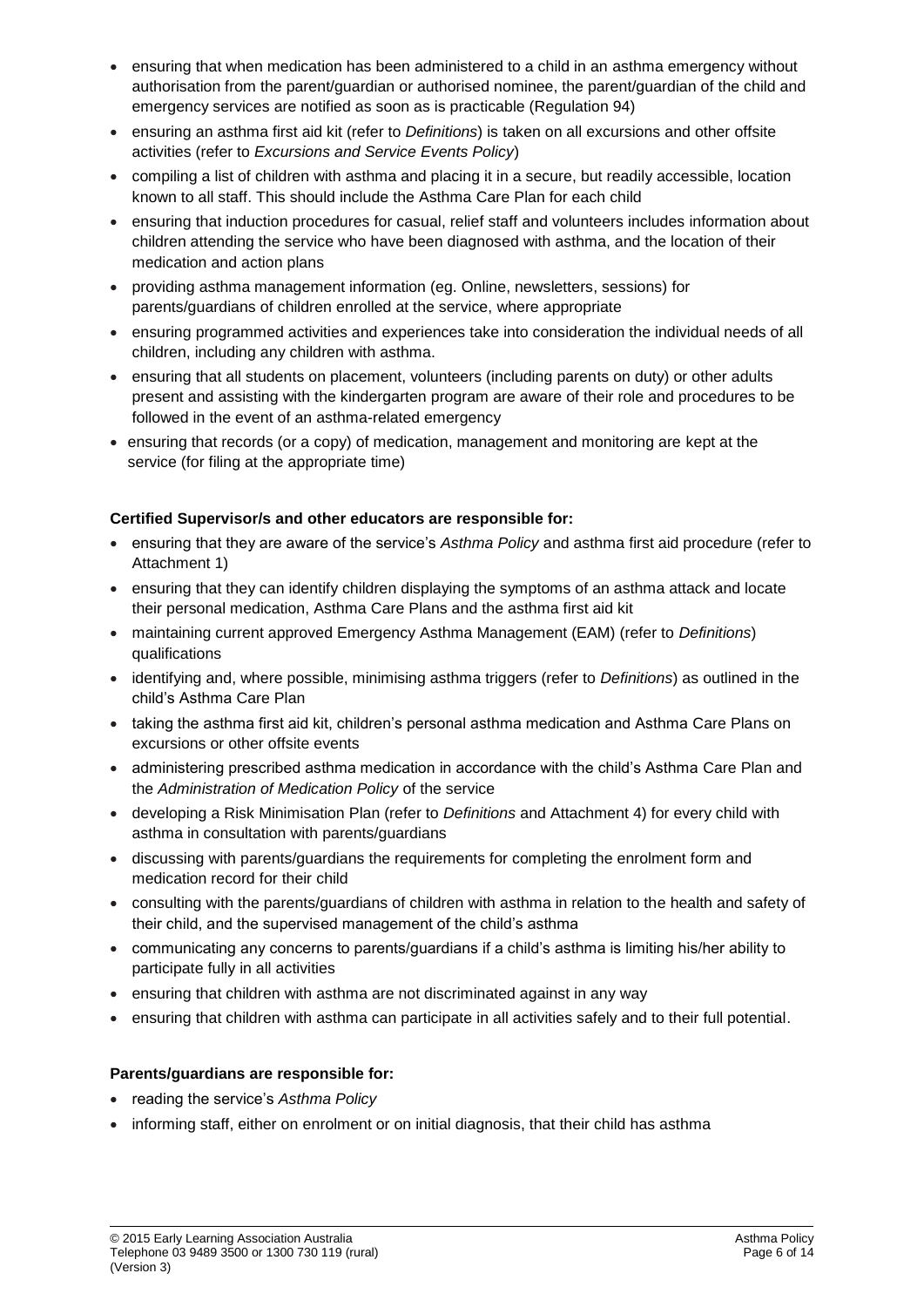- ensuring that when medication has been administered to a child in an asthma emergency without authorisation from the parent/guardian or authorised nominee, the parent/guardian of the child and emergency services are notified as soon as is practicable (Regulation 94)
- ensuring an asthma first aid kit (refer to *Definitions*) is taken on all excursions and other offsite activities (refer to *Excursions and Service Events Policy*)
- compiling a list of children with asthma and placing it in a secure, but readily accessible, location known to all staff. This should include the Asthma Care Plan for each child
- ensuring that induction procedures for casual, relief staff and volunteers includes information about children attending the service who have been diagnosed with asthma, and the location of their medication and action plans
- providing asthma management information (eg. Online, newsletters, sessions) for parents/guardians of children enrolled at the service, where appropriate
- ensuring programmed activities and experiences take into consideration the individual needs of all children, including any children with asthma.
- ensuring that all students on placement, volunteers (including parents on duty) or other adults present and assisting with the kindergarten program are aware of their role and procedures to be followed in the event of an asthma-related emergency
- ensuring that records (or a copy) of medication, management and monitoring are kept at the service (for filing at the appropriate time)

**Certified Supervisor/s and other educators are responsible for:**

- ensuring that they are aware of the service's *Asthma Policy* and asthma first aid procedure (refer to Attachment 1)
- ensuring that they can identify children displaying the symptoms of an asthma attack and locate their personal medication, Asthma Care Plans and the asthma first aid kit
- maintaining current approved Emergency Asthma Management (EAM) (refer to *Definitions*) qualifications
- identifying and, where possible, minimising asthma triggers (refer to *Definitions*) as outlined in the child's Asthma Care Plan
- taking the asthma first aid kit, children's personal asthma medication and Asthma Care Plans on excursions or other offsite events
- administering prescribed asthma medication in accordance with the child's Asthma Care Plan and the *Administration of Medication Policy* of the service
- developing a Risk Minimisation Plan (refer to *Definitions* and Attachment 4) for every child with asthma in consultation with parents/guardians
- discussing with parents/guardians the requirements for completing the enrolment form and medication record for their child
- consulting with the parents/guardians of children with asthma in relation to the health and safety of their child, and the supervised management of the child's asthma
- communicating any concerns to parents/guardians if a child's asthma is limiting his/her ability to participate fully in all activities
- ensuring that children with asthma are not discriminated against in any way
- ensuring that children with asthma can participate in all activities safely and to their full potential.

**Parents/guardians are responsible for:**

- reading the service's *Asthma Policy*
- informing staff, either on enrolment or on initial diagnosis, that their child has asthma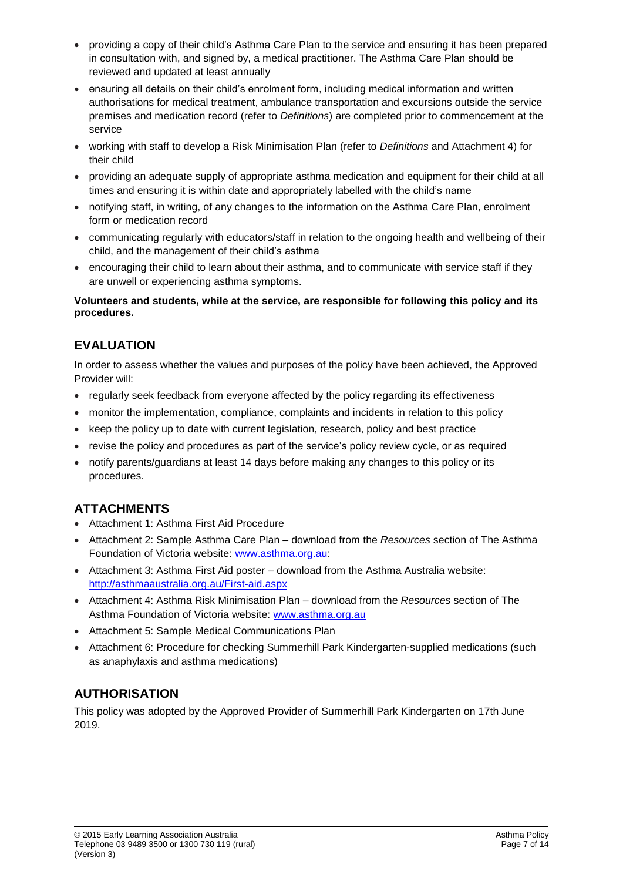- providing a copy of their child's Asthma Care Plan to the service and ensuring it has been prepared in consultation with, and signed by, a medical practitioner. The Asthma Care Plan should be reviewed and updated at least annually
- ensuring all details on their child's enrolment form, including medical information and written authorisations for medical treatment, ambulance transportation and excursions outside the service premises and medication record (refer to *Definitions*) are completed prior to commencement at the service
- working with staff to develop a Risk Minimisation Plan (refer to *Definitions* and Attachment 4) for their child
- providing an adequate supply of appropriate asthma medication and equipment for their child at all times and ensuring it is within date and appropriately labelled with the child's name
- notifying staff, in writing, of any changes to the information on the Asthma Care Plan, enrolment form or medication record
- communicating regularly with educators/staff in relation to the ongoing health and wellbeing of their child, and the management of their child's asthma
- encouraging their child to learn about their asthma, and to communicate with service staff if they are unwell or experiencing asthma symptoms.

**Volunteers and students, while at the service, are responsible for following this policy and its procedures.**

## EVALUATION

In order to assess whether the values and purposes of the policy have been achieved, the Approved Provider will:

- regularly seek feedback from everyone affected by the policy regarding its effectiveness
- monitor the implementation, compliance, complaints and incidents in relation to this policy
- keep the policy up to date with current legislation, research, policy and best practice
- revise the policy and procedures as part of the service's policy review cycle, or as required
- notify parents/guardians at least 14 days before making any changes to this policy or its procedures.

## ATTACHMENTS

- Attachment 1: Asthma First Aid Procedure
- Attachment 2: Sample Asthma Care Plan – download from the *Resources* section of The Asthma Foundation of Victoria website: www.asthma.org.au:
- Attachment 3: Asthma First Aid poster – download from the Asthma Australia website: http://asthmaaustralia.org.au/First-aid.aspx
- Attachment 4: Asthma Risk Minimisation Plan – download from the *Resources* section of The Asthma Foundation of Victoria website: www.asthma.org.au
- Attachment 5: Sample Medical Communications Plan
- Attachment 6: Procedure for checking Summerhill Park Kindergarten-supplied medications (such as anaphylaxis and asthma medications)

## AUTHORISATION

This policy was adopted by the Approved Provider of Summerhill Park Kindergarten on 17th June 2019.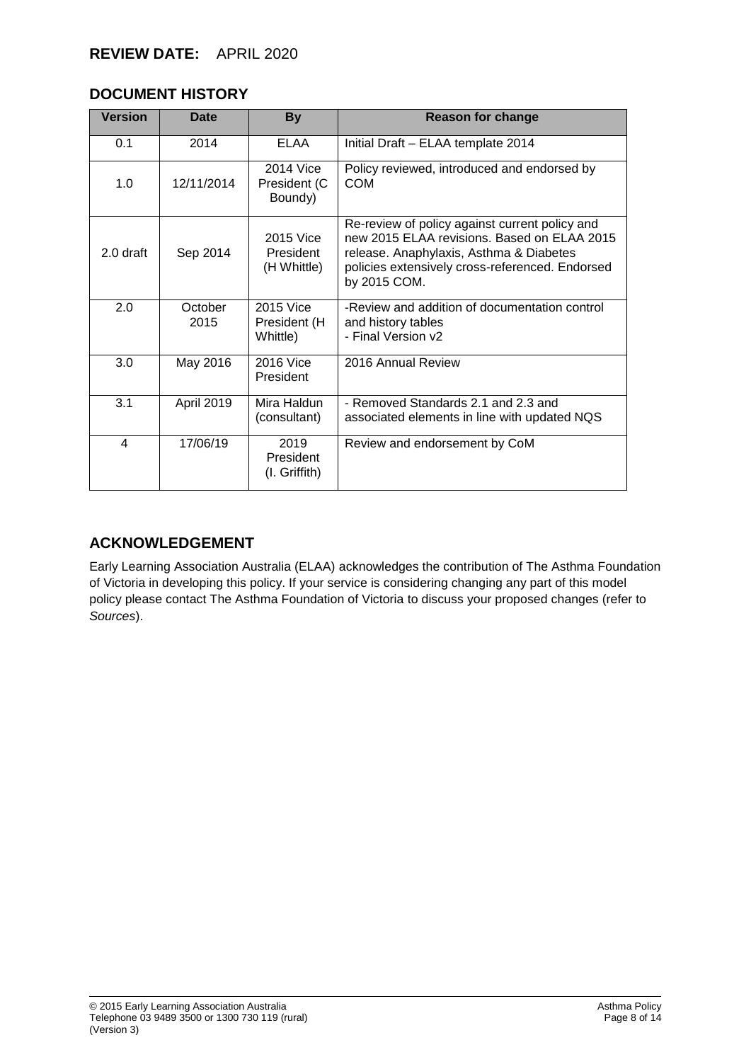**REVIEW DATE:** APRIL 2020

## DOCUMENT HISTORY

| Version | Date | By | Reason for change |
|---|---|---|---|
| 0.1 | 2014 | ELAA | Initial Draft – ELAA template 2014 |
| 1.0 | 12/11/2014 | 2014 Vice President (C Boundy) | Policy reviewed, introduced and endorsed by COM |
| 2.0 draft | Sep 2014 | 2015 Vice President (H Whittle) | Re-review of policy against current policy and new 2015 ELAA revisions. Based on ELAA 2015 release. Anaphylaxis, Asthma & Diabetes policies extensively cross-referenced. Endorsed by 2015 COM. |
| 2.0 | October 2015 | 2015 Vice President (H Whittle) | -Review and addition of documentation control and history tables<br>- Final Version v2 |
| 3.0 | May 2016 | 2016 Vice President | 2016 Annual Review |
| 3.1 | April 2019 | Mira Haldun (consultant) | - Removed Standards 2.1 and 2.3 and associated elements in line with updated NQS |
| 4 | 17/06/19 | 2019 President (I. Griffith) | Review and endorsement by CoM |

## ACKNOWLEDGEMENT

Early Learning Association Australia (ELAA) acknowledges the contribution of The Asthma Foundation of Victoria in developing this policy. If your service is considering changing any part of this model policy please contact The Asthma Foundation of Victoria to discuss your proposed changes (refer to *Sources*).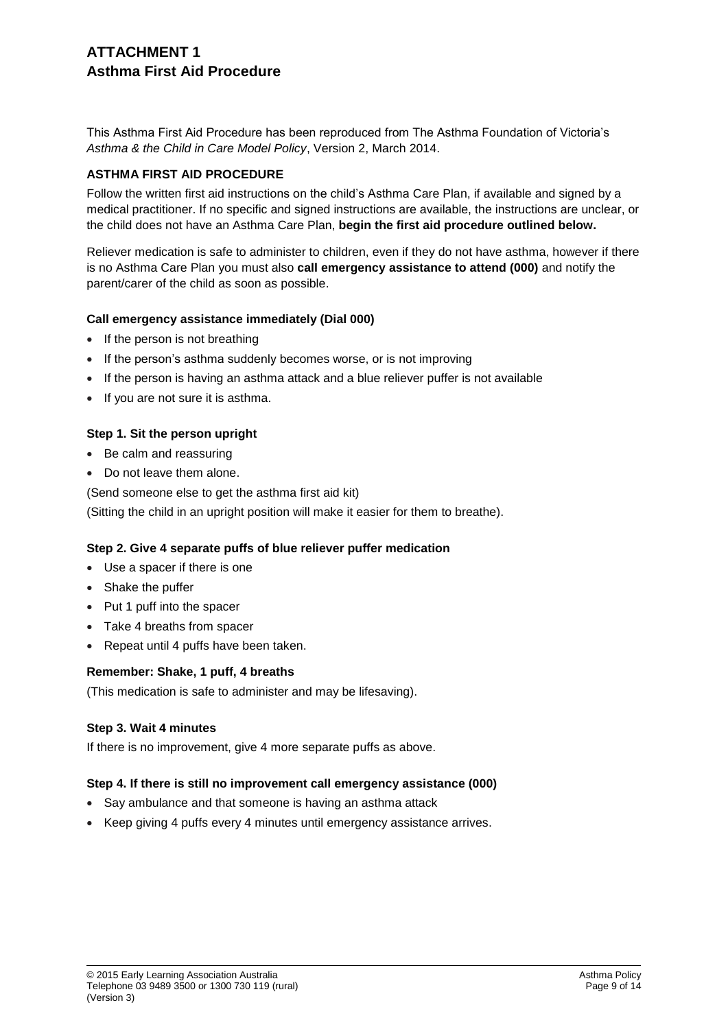# ATTACHMENT 1
# Asthma First Aid Procedure

This Asthma First Aid Procedure has been reproduced from The Asthma Foundation of Victoria's *Asthma & the Child in Care Model Policy*, Version 2, March 2014.

### ASTHMA FIRST AID PROCEDURE

Follow the written first aid instructions on the child's Asthma Care Plan, if available and signed by a medical practitioner. If no specific and signed instructions are available, the instructions are unclear, or the child does not have an Asthma Care Plan, **begin the first aid procedure outlined below.**

Reliever medication is safe to administer to children, even if they do not have asthma, however if there is no Asthma Care Plan you must also **call emergency assistance to attend (000)** and notify the parent/carer of the child as soon as possible.

**Call emergency assistance immediately (Dial 000)**

- If the person is not breathing
- If the person's asthma suddenly becomes worse, or is not improving
- If the person is having an asthma attack and a blue reliever puffer is not available
- If you are not sure it is asthma.

**Step 1. Sit the person upright**

- Be calm and reassuring
- Do not leave them alone.

(Send someone else to get the asthma first aid kit)

(Sitting the child in an upright position will make it easier for them to breathe).

**Step 2. Give 4 separate puffs of blue reliever puffer medication**

- Use a spacer if there is one
- Shake the puffer
- Put 1 puff into the spacer
- Take 4 breaths from spacer
- Repeat until 4 puffs have been taken.

**Remember: Shake, 1 puff, 4 breaths**

(This medication is safe to administer and may be lifesaving).

**Step 3. Wait 4 minutes**

If there is no improvement, give 4 more separate puffs as above.

**Step 4. If there is still no improvement call emergency assistance (000)**

- Say ambulance and that someone is having an asthma attack
- Keep giving 4 puffs every 4 minutes until emergency assistance arrives.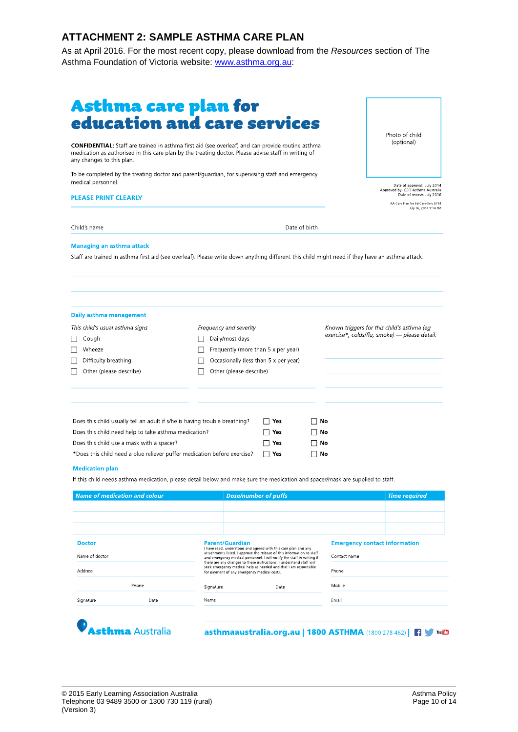## ATTACHMENT 2: SAMPLE ASTHMA CARE PLAN

As at April 2016. For the most recent copy, please download from the *Resources* section of The Asthma Foundation of Victoria website: www.asthma.org.au:

# Asthma care plan for education and care services

**CONFIDENTIAL:** Staff are trained in asthma first aid (see overleaf) and can provide routine asthma medication as authorised in this care plan by the treating doctor. Please advise staff in writing of any changes to this plan.

To be completed by the treating doctor and parent/guardian, for supervising staff and emergency medical personnel.

Photo of child (optional)

Date of approval: July 2014
Approved by: CEO Asthma Australia
Date of review: July 2016

AA Care Plan for Ed-Care-Serv 0714
July 16, 2014 9:14 PM

**PLEASE PRINT CLEARLY**

Child's name ______________________ Date of birth ______________________

### Managing an asthma attack

Staff are trained in asthma first aid (see overleaf). Please write down anything different this child might need if they have an asthma attack:

___

___

___

### Daily asthma management

*This child's usual asthma signs*

- ☐ Cough
- ☐ Wheeze
- ☐ Difficulty breathing
- ☐ Other (please describe)

*Frequency and severity*

- ☐ Daily/most days
- ☐ Frequently (more than 5 x per year)
- ☐ Occasionally (less than 5 x per year)
- ☐ Other (please describe)

*Known triggers for this child's asthma (eg exercise*, colds/flu, smoke) — please detail:*

| | | |
|---|---|---|
| Does this child usually tell an adult if s/he is having trouble breathing? | ☐ **Yes** | ☐ **No** |
| Does this child need help to take asthma medication? | ☐ **Yes** | ☐ **No** |
| Does this child use a mask with a spacer? | ☐ **Yes** | ☐ **No** |
| *Does this child need a blue reliever puffer medication before exercise? | ☐ **Yes** | ☐ **No** |

### Medication plan

If this child needs asthma medication, please detail below and make sure the medication and spacer/mask are supplied to staff.

| *Name of medication and colour* | *Dose/number of puffs* | *Time required* |
|---|---|---|
| | | |
| | | |
| | | |

**Doctor**

Name of doctor

Address

Phone

Signature Date

**Parent/Guardian**

I have read, understood and agreed with this care plan and any attachments listed. I approve the release of this information to staff and emergency medical personnel. I will notify the staff in writing if there are any changes to these instructions. I understand staff will seek emergency medical help as needed and that I am responsible for payment of any emergency medical costs.

Signature Date

Name

**Emergency contact information**

Contact name

Phone

Mobile

Email

Asthma Australia

asthmaaustralia.org.au | 1800 ASTHMA (1800 278 462)

© 2015 Early Learning Association Australia
Telephone 03 9489 3500 or 1300 730 119 (rural)
(Version 3)

Asthma Policy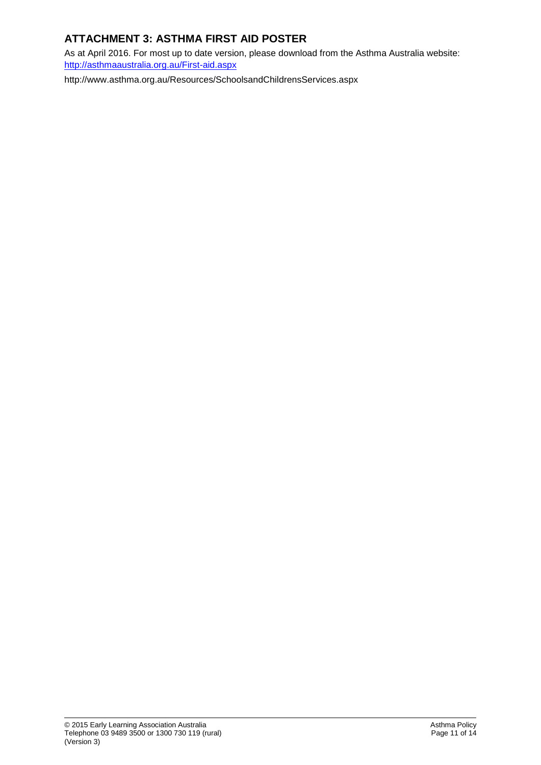## ATTACHMENT 3: ASTHMA FIRST AID POSTER

As at April 2016. For most up to date version, please download from the Asthma Australia website: http://asthmaaustralia.org.au/First-aid.aspx

http://www.asthma.org.au/Resources/SchoolsandChildrensServices.aspx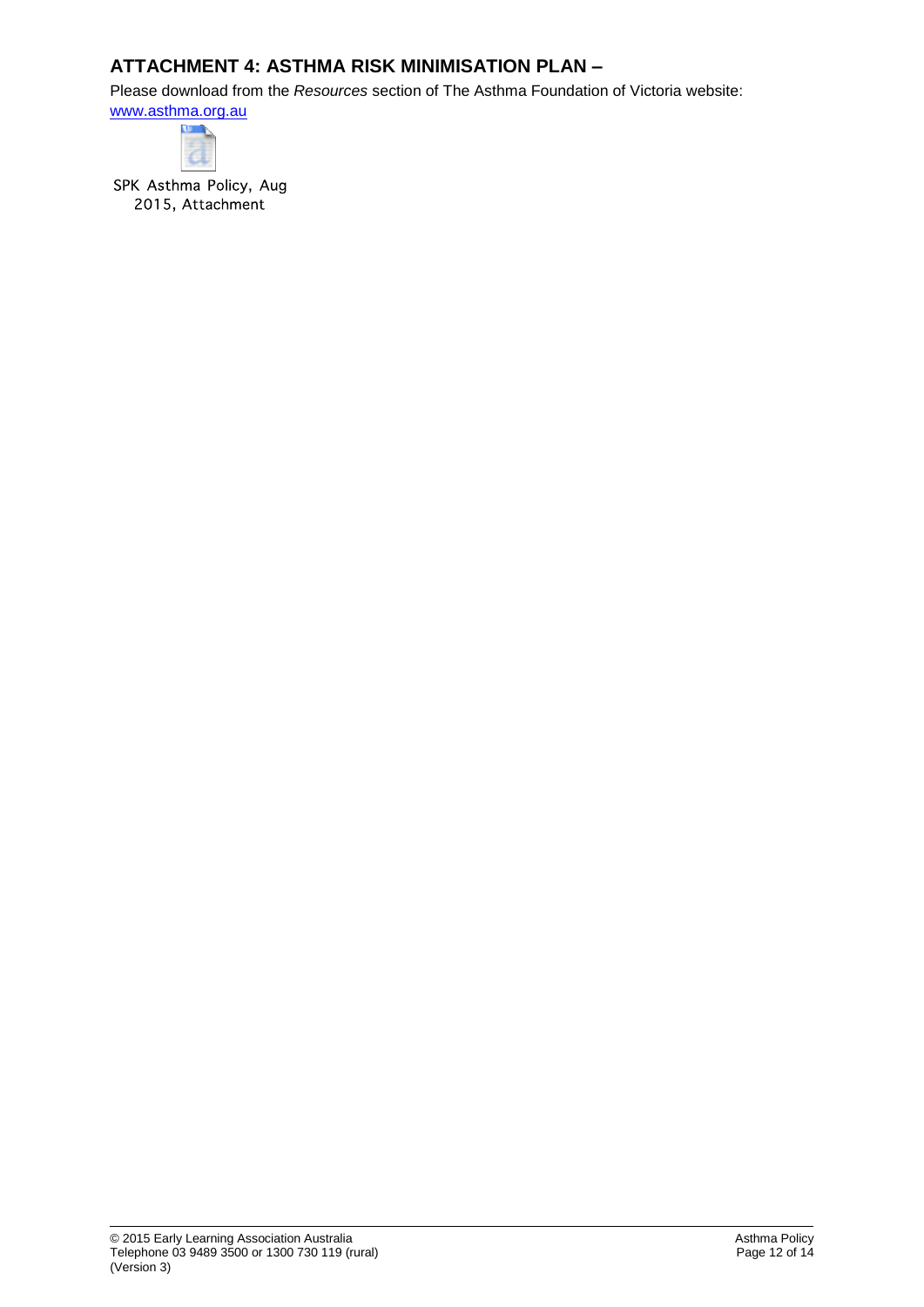## ATTACHMENT 4: ASTHMA RISK MINIMISATION PLAN –

Please download from the *Resources* section of The Asthma Foundation of Victoria website: [www.asthma.org.au](www.asthma.org.au)

SPK Asthma Policy, Aug 2015, Attachment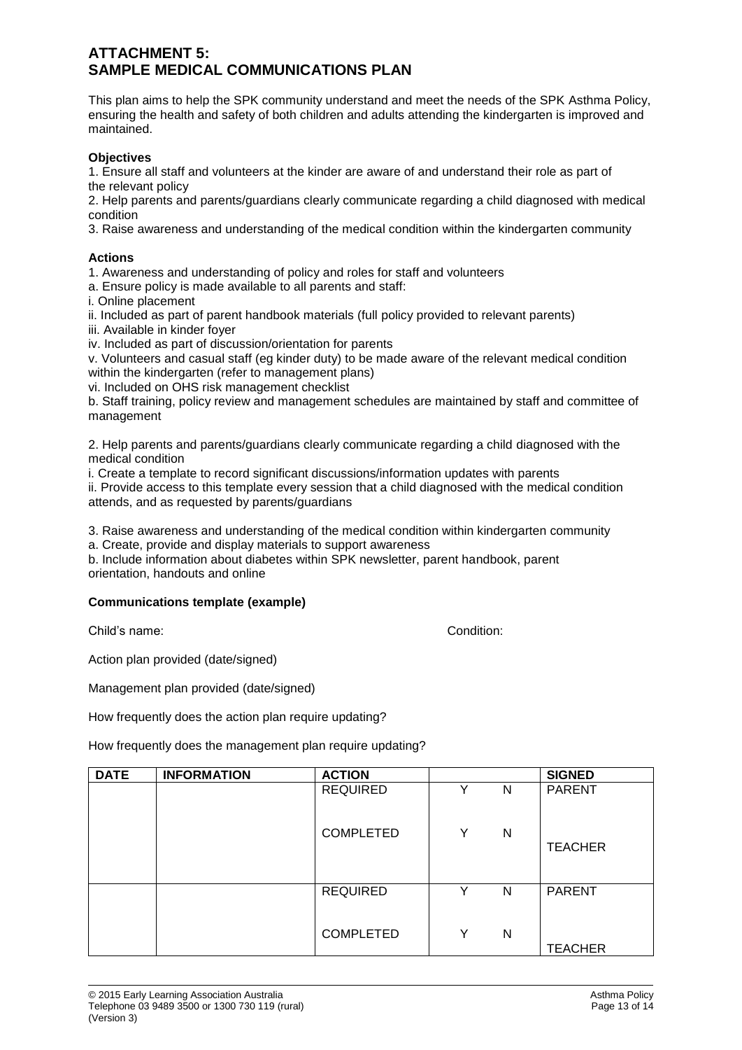# ATTACHMENT 5:
# SAMPLE MEDICAL COMMUNICATIONS PLAN

This plan aims to help the SPK community understand and meet the needs of the SPK Asthma Policy, ensuring the health and safety of both children and adults attending the kindergarten is improved and maintained.

**Objectives**

1. Ensure all staff and volunteers at the kinder are aware of and understand their role as part of the relevant policy
2. Help parents and parents/guardians clearly communicate regarding a child diagnosed with medical condition
3. Raise awareness and understanding of the medical condition within the kindergarten community

**Actions**

1. Awareness and understanding of policy and roles for staff and volunteers

a. Ensure policy is made available to all parents and staff:

i. Online placement

ii. Included as part of parent handbook materials (full policy provided to relevant parents)

iii. Available in kinder foyer

iv. Included as part of discussion/orientation for parents

v. Volunteers and casual staff (eg kinder duty) to be made aware of the relevant medical condition within the kindergarten (refer to management plans)

vi. Included on OHS risk management checklist

b. Staff training, policy review and management schedules are maintained by staff and committee of management

2. Help parents and parents/guardians clearly communicate regarding a child diagnosed with the medical condition

i. Create a template to record significant discussions/information updates with parents

ii. Provide access to this template every session that a child diagnosed with the medical condition attends, and as requested by parents/guardians

3. Raise awareness and understanding of the medical condition within kindergarten community

a. Create, provide and display materials to support awareness

b. Include information about diabetes within SPK newsletter, parent handbook, parent orientation, handouts and online

**Communications template (example)**

Child's name: Condition:

Action plan provided (date/signed)

Management plan provided (date/signed)

How frequently does the action plan require updating?

How frequently does the management plan require updating?

| DATE | INFORMATION | ACTION | | | SIGNED |
|---|---|---|---|---|---|
| | | REQUIRED | Y | N | PARENT |
| | | COMPLETED | Y | N | TEACHER |
| | | REQUIRED | Y | N | PARENT |
| | | COMPLETED | Y | N | TEACHER |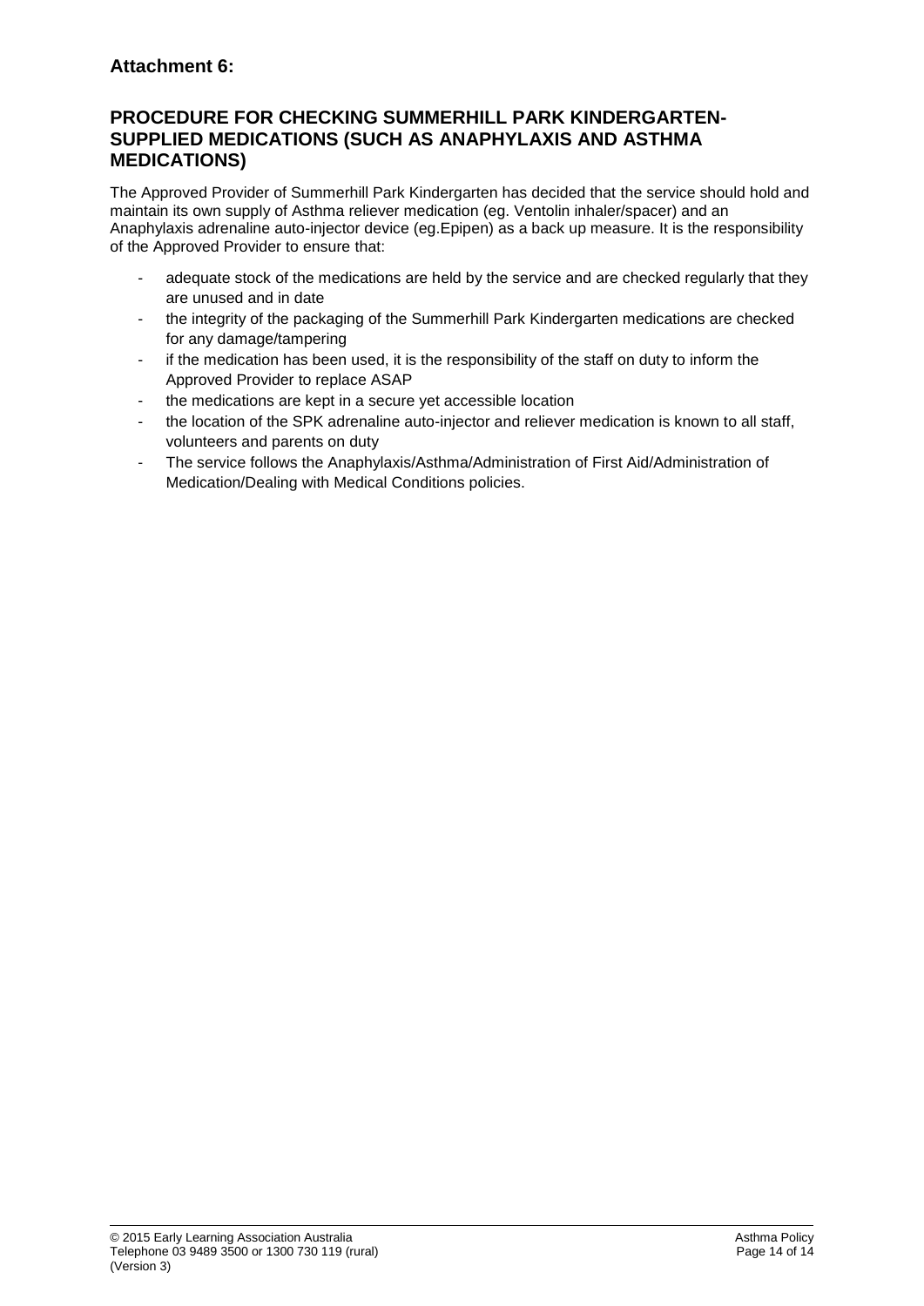## Attachment 6:

## PROCEDURE FOR CHECKING SUMMERHILL PARK KINDERGARTEN-SUPPLIED MEDICATIONS (SUCH AS ANAPHYLAXIS AND ASTHMA MEDICATIONS)

The Approved Provider of Summerhill Park Kindergarten has decided that the service should hold and maintain its own supply of Asthma reliever medication (eg. Ventolin inhaler/spacer) and an Anaphylaxis adrenaline auto-injector device (eg.Epipen) as a back up measure. It is the responsibility of the Approved Provider to ensure that:

- adequate stock of the medications are held by the service and are checked regularly that they are unused and in date
- the integrity of the packaging of the Summerhill Park Kindergarten medications are checked for any damage/tampering
- if the medication has been used, it is the responsibility of the staff on duty to inform the Approved Provider to replace ASAP
- the medications are kept in a secure yet accessible location
- the location of the SPK adrenaline auto-injector and reliever medication is known to all staff, volunteers and parents on duty
- The service follows the Anaphylaxis/Asthma/Administration of First Aid/Administration of Medication/Dealing with Medical Conditions policies.